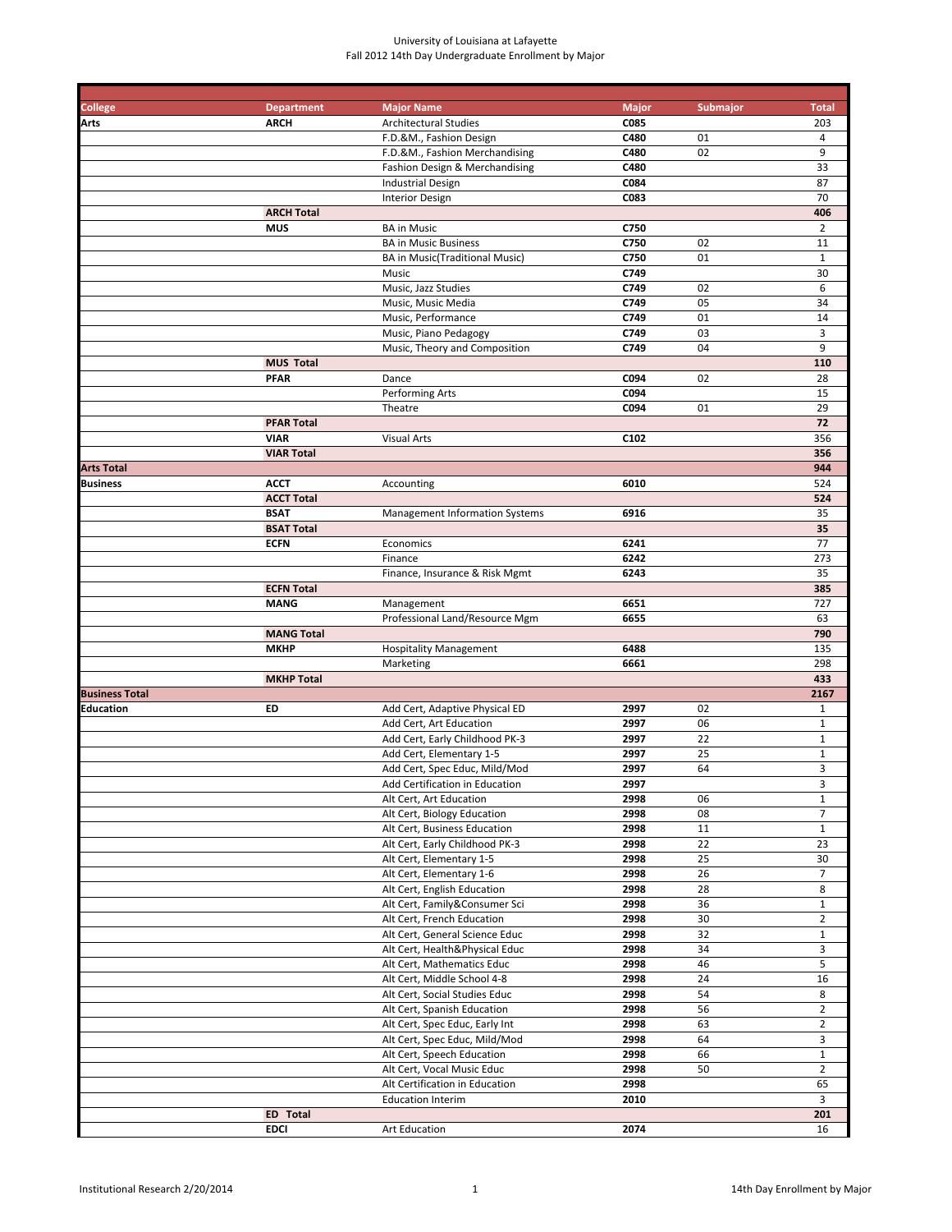University of Louisiana at Lafayette
Fall 2012 14th Day Undergraduate Enrollment by Major

| College | Department | Major Name | Major | Submajor | Total |
|---|---|---|---|---|---|
| **Arts** | **ARCH** | Architectural Studies | **C085** | | 203 |
| | | F.D.&M., Fashion Design | **C480** | 01 | 4 |
| | | F.D.&M., Fashion Merchandising | **C480** | 02 | 9 |
| | | Fashion Design & Merchandising | **C480** | | 33 |
| | | Industrial Design | **C084** | | 87 |
| | | Interior Design | **C083** | | 70 |
| | **ARCH Total** | | | | **406** |
| | **MUS** | BA in Music | **C750** | | 2 |
| | | BA in Music Business | **C750** | 02 | 11 |
| | | BA in Music(Traditional Music) | **C750** | 01 | 1 |
| | | Music | **C749** | | 30 |
| | | Music, Jazz Studies | **C749** | 02 | 6 |
| | | Music, Music Media | **C749** | 05 | 34 |
| | | Music, Performance | **C749** | 01 | 14 |
| | | Music, Piano Pedagogy | **C749** | 03 | 3 |
| | | Music, Theory and Composition | **C749** | 04 | 9 |
| | **MUS Total** | | | | **110** |
| | **PFAR** | Dance | **C094** | 02 | 28 |
| | | Performing Arts | **C094** | | 15 |
| | | Theatre | **C094** | 01 | 29 |
| | **PFAR Total** | | | | **72** |
| | **VIAR** | Visual Arts | **C102** | | 356 |
| | **VIAR Total** | | | | **356** |
| **Arts Total** | | | | | **944** |
| **Business** | **ACCT** | Accounting | **6010** | | 524 |
| | **ACCT Total** | | | | **524** |
| | **BSAT** | Management Information Systems | **6916** | | 35 |
| | **BSAT Total** | | | | **35** |
| | **ECFN** | Economics | **6241** | | 77 |
| | | Finance | **6242** | | 273 |
| | | Finance, Insurance & Risk Mgmt | **6243** | | 35 |
| | **ECFN Total** | | | | **385** |
| | **MANG** | Management | **6651** | | 727 |
| | | Professional Land/Resource Mgm | **6655** | | 63 |
| | **MANG Total** | | | | **790** |
| | **MKHP** | Hospitality Management | **6488** | | 135 |
| | | Marketing | **6661** | | 298 |
| | **MKHP Total** | | | | **433** |
| **Business Total** | | | | | **2167** |
| **Education** | **ED** | Add Cert, Adaptive Physical ED | **2997** | 02 | 1 |
| | | Add Cert, Art Education | **2997** | 06 | 1 |
| | | Add Cert, Early Childhood PK-3 | **2997** | 22 | 1 |
| | | Add Cert, Elementary 1-5 | **2997** | 25 | 1 |
| | | Add Cert, Spec Educ, Mild/Mod | **2997** | 64 | 3 |
| | | Add Certification in Education | **2997** | | 3 |
| | | Alt Cert, Art Education | **2998** | 06 | 1 |
| | | Alt Cert, Biology Education | **2998** | 08 | 7 |
| | | Alt Cert, Business Education | **2998** | 11 | 1 |
| | | Alt Cert, Early Childhood PK-3 | **2998** | 22 | 23 |
| | | Alt Cert, Elementary 1-5 | **2998** | 25 | 30 |
| | | Alt Cert, Elementary 1-6 | **2998** | 26 | 7 |
| | | Alt Cert, English Education | **2998** | 28 | 8 |
| | | Alt Cert, Family&Consumer Sci | **2998** | 36 | 1 |
| | | Alt Cert, French Education | **2998** | 30 | 2 |
| | | Alt Cert, General Science Educ | **2998** | 32 | 1 |
| | | Alt Cert, Health&Physical Educ | **2998** | 34 | 3 |
| | | Alt Cert, Mathematics Educ | **2998** | 46 | 5 |
| | | Alt Cert, Middle School 4-8 | **2998** | 24 | 16 |
| | | Alt Cert, Social Studies Educ | **2998** | 54 | 8 |
| | | Alt Cert, Spanish Education | **2998** | 56 | 2 |
| | | Alt Cert, Spec Educ, Early Int | **2998** | 63 | 2 |
| | | Alt Cert, Spec Educ, Mild/Mod | **2998** | 64 | 3 |
| | | Alt Cert, Speech Education | **2998** | 66 | 1 |
| | | Alt Cert, Vocal Music Educ | **2998** | 50 | 2 |
| | | Alt Certification in Education | **2998** | | 65 |
| | | Education Interim | **2010** | | 3 |
| | **ED Total** | | | | **201** |
| | **EDCI** | Art Education | **2074** | | 16 |

Institutional Research 2/20/2014 — 14th Day Enrollment by Major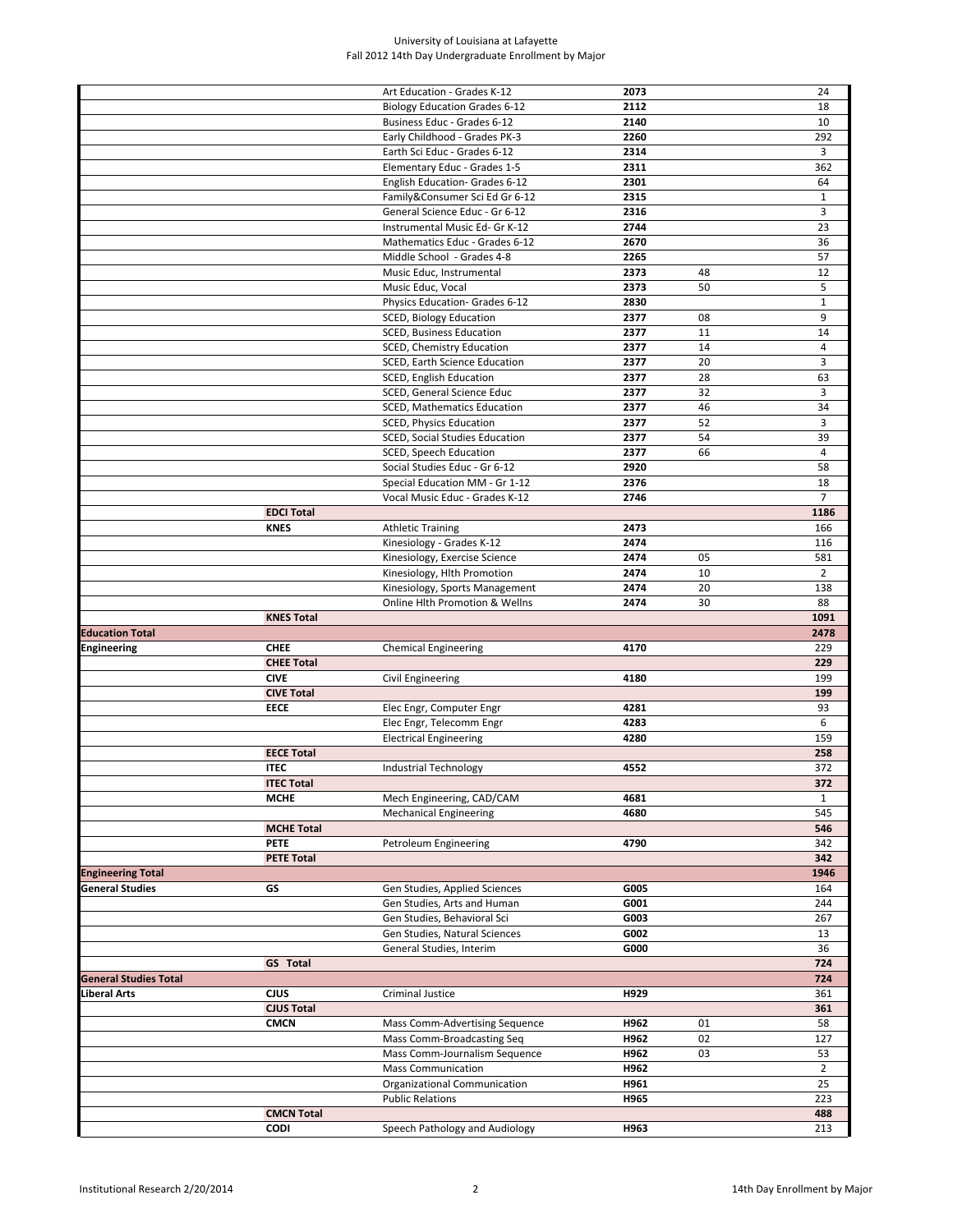# University of Louisiana at Lafayette
## Fall 2012 14th Day Undergraduate Enrollment by Major

| | | | | | |
|---|---|---|---|---|---|
| | | Art Education - Grades K-12 | **2073** | | 24 |
| | | Biology Education Grades 6-12 | **2112** | | 18 |
| | | Business Educ - Grades 6-12 | **2140** | | 10 |
| | | Early Childhood - Grades PK-3 | **2260** | | 292 |
| | | Earth Sci Educ - Grades 6-12 | **2314** | | 3 |
| | | Elementary Educ - Grades 1-5 | **2311** | | 362 |
| | | English Education- Grades 6-12 | **2301** | | 64 |
| | | Family&Consumer Sci Ed Gr 6-12 | **2315** | | 1 |
| | | General Science Educ - Gr 6-12 | **2316** | | 3 |
| | | Instrumental Music Ed- Gr K-12 | **2744** | | 23 |
| | | Mathematics Educ - Grades 6-12 | **2670** | | 36 |
| | | Middle School - Grades 4-8 | **2265** | | 57 |
| | | Music Educ, Instrumental | **2373** | 48 | 12 |
| | | Music Educ, Vocal | **2373** | 50 | 5 |
| | | Physics Education- Grades 6-12 | **2830** | | 1 |
| | | SCED, Biology Education | **2377** | 08 | 9 |
| | | SCED, Business Education | **2377** | 11 | 14 |
| | | SCED, Chemistry Education | **2377** | 14 | 4 |
| | | SCED, Earth Science Education | **2377** | 20 | 3 |
| | | SCED, English Education | **2377** | 28 | 63 |
| | | SCED, General Science Educ | **2377** | 32 | 3 |
| | | SCED, Mathematics Education | **2377** | 46 | 34 |
| | | SCED, Physics Education | **2377** | 52 | 3 |
| | | SCED, Social Studies Education | **2377** | 54 | 39 |
| | | SCED, Speech Education | **2377** | 66 | 4 |
| | | Social Studies Educ - Gr 6-12 | **2920** | | 58 |
| | | Special Education MM - Gr 1-12 | **2376** | | 18 |
| | | Vocal Music Educ - Grades K-12 | **2746** | | 7 |
| | **EDCI Total** | | | | **1186** |
| | **KNES** | Athletic Training | **2473** | | 166 |
| | | Kinesiology - Grades K-12 | **2474** | | 116 |
| | | Kinesiology, Exercise Science | **2474** | 05 | 581 |
| | | Kinesiology, Hlth Promotion | **2474** | 10 | 2 |
| | | Kinesiology, Sports Management | **2474** | 20 | 138 |
| | | Online Hlth Promotion & Wellns | **2474** | 30 | 88 |
| | **KNES Total** | | | | **1091** |
| **Education Total** | | | | | **2478** |
| **Engineering** | **CHEE** | Chemical Engineering | **4170** | | 229 |
| | **CHEE Total** | | | | **229** |
| | **CIVE** | Civil Engineering | **4180** | | 199 |
| | **CIVE Total** | | | | **199** |
| | **EECE** | Elec Engr, Computer Engr | **4281** | | 93 |
| | | Elec Engr, Telecomm Engr | **4283** | | 6 |
| | | Electrical Engineering | **4280** | | 159 |
| | **EECE Total** | | | | **258** |
| | **ITEC** | Industrial Technology | **4552** | | 372 |
| | **ITEC Total** | | | | **372** |
| | **MCHE** | Mech Engineering, CAD/CAM | **4681** | | 1 |
| | | Mechanical Engineering | **4680** | | 545 |
| | **MCHE Total** | | | | **546** |
| | **PETE** | Petroleum Engineering | **4790** | | 342 |
| | **PETE Total** | | | | **342** |
| **Engineering Total** | | | | | **1946** |
| **General Studies** | **GS** | Gen Studies, Applied Sciences | **G005** | | 164 |
| | | Gen Studies, Arts and Human | **G001** | | 244 |
| | | Gen Studies, Behavioral Sci | **G003** | | 267 |
| | | Gen Studies, Natural Sciences | **G002** | | 13 |
| | | General Studies, Interim | **G000** | | 36 |
| | **GS Total** | | | | **724** |
| **General Studies Total** | | | | | **724** |
| **Liberal Arts** | **CJUS** | Criminal Justice | **H929** | | 361 |
| | **CJUS Total** | | | | **361** |
| | **CMCN** | Mass Comm-Advertising Sequence | **H962** | 01 | 58 |
| | | Mass Comm-Broadcasting Seq | **H962** | 02 | 127 |
| | | Mass Comm-Journalism Sequence | **H962** | 03 | 53 |
| | | Mass Communication | **H962** | | 2 |
| | | Organizational Communication | **H961** | | 25 |
| | | Public Relations | **H965** | | 223 |
| | **CMCN Total** | | | | **488** |
| | **CODI** | Speech Pathology and Audiology | **H963** | | 213 |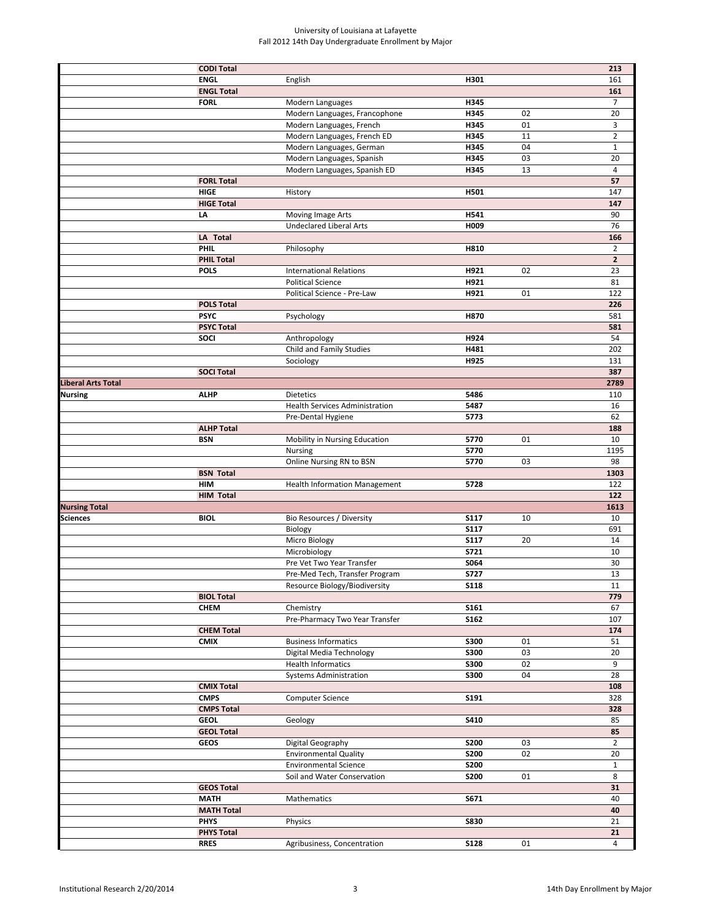University of Louisiana at Lafayette
Fall 2012 14th Day Undergraduate Enrollment by Major

| | | | | | |
|---|---|---|---|---|---|
| | **CODI Total** | | | | **213** |
| | **ENGL** | English | **H301** | | 161 |
| | **ENGL Total** | | | | **161** |
| | **FORL** | Modern Languages | **H345** | | 7 |
| | | Modern Languages, Francophone | **H345** | 02 | 20 |
| | | Modern Languages, French | **H345** | 01 | 3 |
| | | Modern Languages, French ED | **H345** | 11 | 2 |
| | | Modern Languages, German | **H345** | 04 | 1 |
| | | Modern Languages, Spanish | **H345** | 03 | 20 |
| | | Modern Languages, Spanish ED | **H345** | 13 | 4 |
| | **FORL Total** | | | | **57** |
| | **HIGE** | History | **H501** | | 147 |
| | **HIGE Total** | | | | **147** |
| | **LA** | Moving Image Arts | **H541** | | 90 |
| | | Undeclared Liberal Arts | **H009** | | 76 |
| | **LA Total** | | | | **166** |
| | **PHIL** | Philosophy | **H810** | | 2 |
| | **PHIL Total** | | | | **2** |
| | **POLS** | International Relations | **H921** | 02 | 23 |
| | | Political Science | **H921** | | 81 |
| | | Political Science - Pre-Law | **H921** | 01 | 122 |
| | **POLS Total** | | | | **226** |
| | **PSYC** | Psychology | **H870** | | 581 |
| | **PSYC Total** | | | | **581** |
| | **SOCI** | Anthropology | **H924** | | 54 |
| | | Child and Family Studies | **H481** | | 202 |
| | | Sociology | **H925** | | 131 |
| | **SOCI Total** | | | | **387** |
| **Liberal Arts Total** | | | | | **2789** |
| **Nursing** | **ALHP** | Dietetics | **5486** | | 110 |
| | | Health Services Administration | **5487** | | 16 |
| | | Pre-Dental Hygiene | **5773** | | 62 |
| | **ALHP Total** | | | | **188** |
| | **BSN** | Mobility in Nursing Education | **5770** | 01 | 10 |
| | | Nursing | **5770** | | 1195 |
| | | Online Nursing RN to BSN | **5770** | 03 | 98 |
| | **BSN Total** | | | | **1303** |
| | **HIM** | Health Information Management | **5728** | | 122 |
| | **HIM Total** | | | | **122** |
| **Nursing Total** | | | | | **1613** |
| **Sciences** | **BIOL** | Bio Resources / Diversity | **S117** | 10 | 10 |
| | | Biology | **S117** | | 691 |
| | | Micro Biology | **S117** | 20 | 14 |
| | | Microbiology | **S721** | | 10 |
| | | Pre Vet Two Year Transfer | **S064** | | 30 |
| | | Pre-Med Tech, Transfer Program | **S727** | | 13 |
| | | Resource Biology/Biodiversity | **S118** | | 11 |
| | **BIOL Total** | | | | **779** |
| | **CHEM** | Chemistry | **S161** | | 67 |
| | | Pre-Pharmacy Two Year Transfer | **S162** | | 107 |
| | **CHEM Total** | | | | **174** |
| | **CMIX** | Business Informatics | **S300** | 01 | 51 |
| | | Digital Media Technology | **S300** | 03 | 20 |
| | | Health Informatics | **S300** | 02 | 9 |
| | | Systems Administration | **S300** | 04 | 28 |
| | **CMIX Total** | | | | **108** |
| | **CMPS** | Computer Science | **S191** | | 328 |
| | **CMPS Total** | | | | **328** |
| | **GEOL** | Geology | **S410** | | 85 |
| | **GEOL Total** | | | | **85** |
| | **GEOS** | Digital Geography | **S200** | 03 | 2 |
| | | Environmental Quality | **S200** | 02 | 20 |
| | | Environmental Science | **S200** | | 1 |
| | | Soil and Water Conservation | **S200** | 01 | 8 |
| | **GEOS Total** | | | | **31** |
| | **MATH** | Mathematics | **S671** | | 40 |
| | **MATH Total** | | | | **40** |
| | **PHYS** | Physics | **S830** | | 21 |
| | **PHYS Total** | | | | **21** |
| | **RRES** | Agribusiness, Concentration | **S128** | 01 | 4 |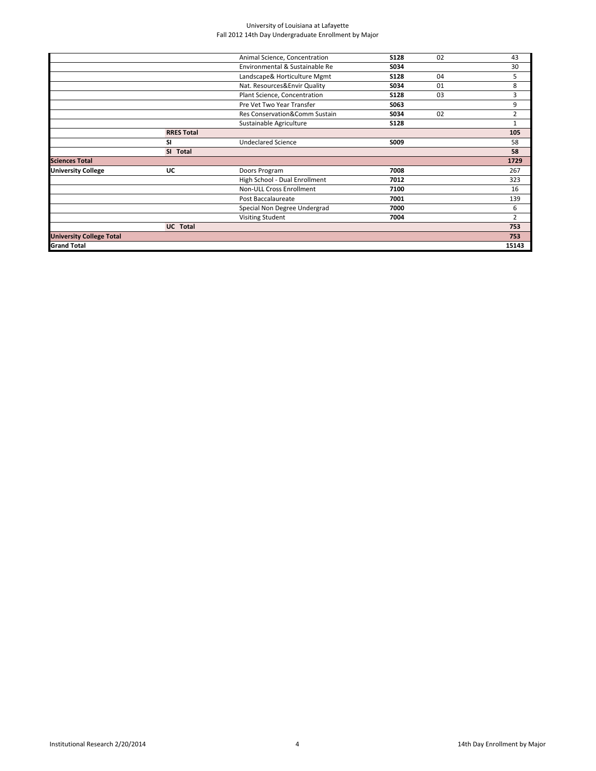University of Louisiana at Lafayette
Fall 2012 14th Day Undergraduate Enrollment by Major

| | | | | | |
|---|---|---|---|---|---|
| | | Animal Science, Concentration | **S128** | 02 | 43 |
| | | Environmental & Sustainable Re | **S034** | | 30 |
| | | Landscape& Horticulture Mgmt | **S128** | 04 | 5 |
| | | Nat. Resources&Envir Quality | **S034** | 01 | 8 |
| | | Plant Science, Concentration | **S128** | 03 | 3 |
| | | Pre Vet Two Year Transfer | **S063** | | 9 |
| | | Res Conservation&Comm Sustain | **S034** | 02 | 2 |
| | | Sustainable Agriculture | **S128** | | 1 |
| | **RRES Total** | | | | **105** |
| | **SI** | Undeclared Science | **S009** | | 58 |
| | **SI Total** | | | | **58** |
| **Sciences Total** | | | | | **1729** |
| **University College** | **UC** | Doors Program | **7008** | | 267 |
| | | High School - Dual Enrollment | **7012** | | 323 |
| | | Non-ULL Cross Enrollment | **7100** | | 16 |
| | | Post Baccalaureate | **7001** | | 139 |
| | | Special Non Degree Undergrad | **7000** | | 6 |
| | | Visiting Student | **7004** | | 2 |
| | **UC Total** | | | | **753** |
| **University College Total** | | | | | **753** |
| **Grand Total** | | | | | **15143** |

Institutional Research 2/20/2014 | 14th Day Enrollment by Major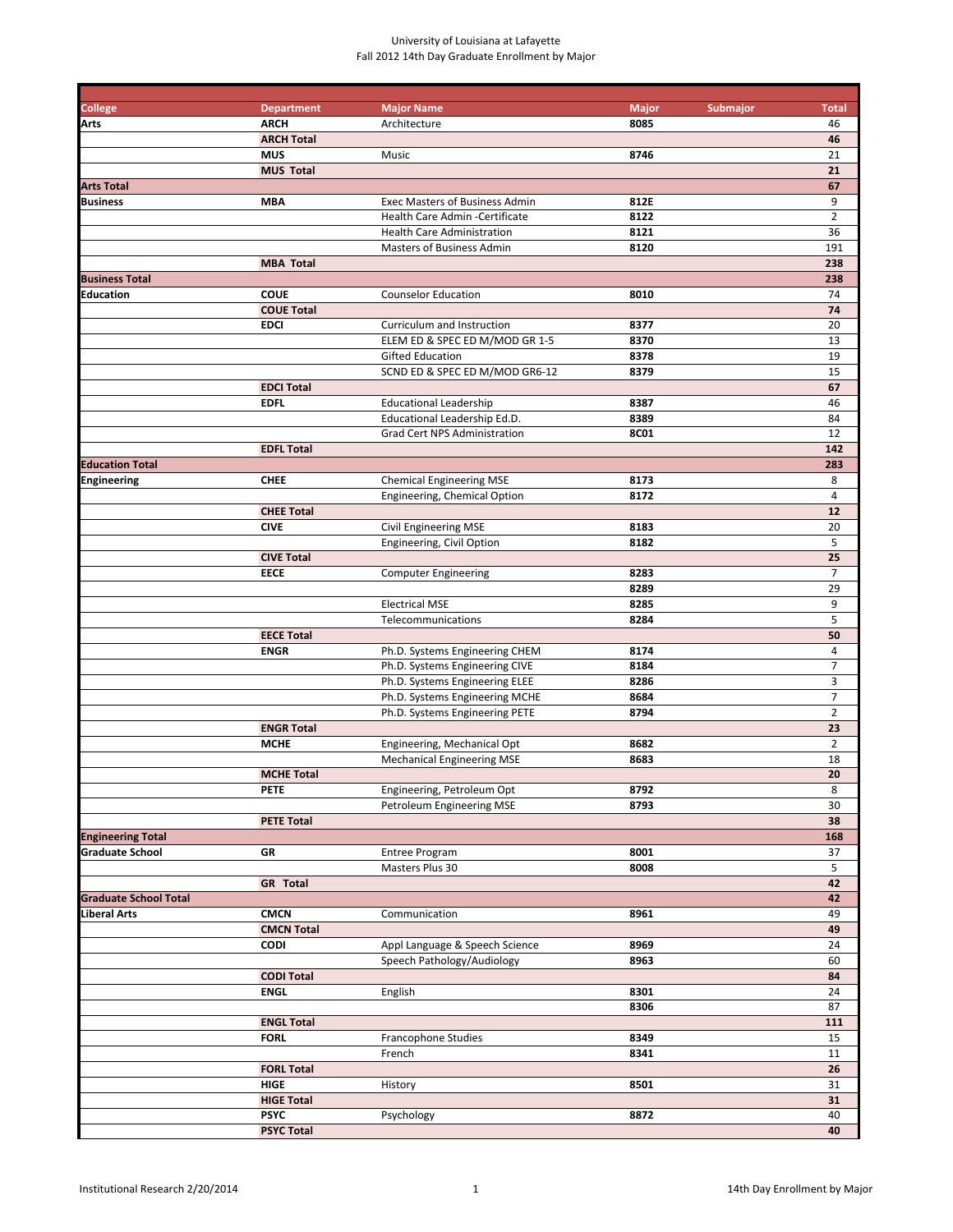University of Louisiana at Lafayette
Fall 2012 14th Day Graduate Enrollment by Major

| College | Department | Major Name | Major | Submajor | Total |
|---|---|---|---|---|---|
| **Arts** | **ARCH** | Architecture | **8085** | | 46 |
| | **ARCH Total** | | | | **46** |
| | **MUS** | Music | **8746** | | 21 |
| | **MUS Total** | | | | **21** |
| **Arts Total** | | | | | **67** |
| **Business** | **MBA** | Exec Masters of Business Admin | **812E** | | 9 |
| | | Health Care Admin -Certificate | **8122** | | 2 |
| | | Health Care Administration | **8121** | | 36 |
| | | Masters of Business Admin | **8120** | | 191 |
| | **MBA Total** | | | | **238** |
| **Business Total** | | | | | **238** |
| **Education** | **COUE** | Counselor Education | **8010** | | 74 |
| | **COUE Total** | | | | **74** |
| | **EDCI** | Curriculum and Instruction | **8377** | | 20 |
| | | ELEM ED & SPEC ED M/MOD GR 1-5 | **8370** | | 13 |
| | | Gifted Education | **8378** | | 19 |
| | | SCND ED & SPEC ED M/MOD GR6-12 | **8379** | | 15 |
| | **EDCI Total** | | | | **67** |
| | **EDFL** | Educational Leadership | **8387** | | 46 |
| | | Educational Leadership Ed.D. | **8389** | | 84 |
| | | Grad Cert NPS Administration | **8C01** | | 12 |
| | **EDFL Total** | | | | **142** |
| **Education Total** | | | | | **283** |
| **Engineering** | **CHEE** | Chemical Engineering MSE | **8173** | | 8 |
| | | Engineering, Chemical Option | **8172** | | 4 |
| | **CHEE Total** | | | | **12** |
| | **CIVE** | Civil Engineering MSE | **8183** | | 20 |
| | | Engineering, Civil Option | **8182** | | 5 |
| | **CIVE Total** | | | | **25** |
| | **EECE** | Computer Engineering | **8283** | | 7 |
| | | | **8289** | | 29 |
| | | Electrical MSE | **8285** | | 9 |
| | | Telecommunications | **8284** | | 5 |
| | **EECE Total** | | | | **50** |
| | **ENGR** | Ph.D. Systems Engineering CHEM | **8174** | | 4 |
| | | Ph.D. Systems Engineering CIVE | **8184** | | 7 |
| | | Ph.D. Systems Engineering ELEE | **8286** | | 3 |
| | | Ph.D. Systems Engineering MCHE | **8684** | | 7 |
| | | Ph.D. Systems Engineering PETE | **8794** | | 2 |
| | **ENGR Total** | | | | **23** |
| | **MCHE** | Engineering, Mechanical Opt | **8682** | | 2 |
| | | Mechanical Engineering MSE | **8683** | | 18 |
| | **MCHE Total** | | | | **20** |
| | **PETE** | Engineering, Petroleum Opt | **8792** | | 8 |
| | | Petroleum Engineering MSE | **8793** | | 30 |
| | **PETE Total** | | | | **38** |
| **Engineering Total** | | | | | **168** |
| **Graduate School** | **GR** | Entree Program | **8001** | | 37 |
| | | Masters Plus 30 | **8008** | | 5 |
| | **GR Total** | | | | **42** |
| **Graduate School Total** | | | | | **42** |
| **Liberal Arts** | **CMCN** | Communication | **8961** | | 49 |
| | **CMCN Total** | | | | **49** |
| | **CODI** | Appl Language & Speech Science | **8969** | | 24 |
| | | Speech Pathology/Audiology | **8963** | | 60 |
| | **CODI Total** | | | | **84** |
| | **ENGL** | English | **8301** | | 24 |
| | | | **8306** | | 87 |
| | **ENGL Total** | | | | **111** |
| | **FORL** | Francophone Studies | **8349** | | 15 |
| | | French | **8341** | | 11 |
| | **FORL Total** | | | | **26** |
| | **HIGE** | History | **8501** | | 31 |
| | **HIGE Total** | | | | **31** |
| | **PSYC** | Psychology | **8872** | | 40 |
| | **PSYC Total** | | | | **40** |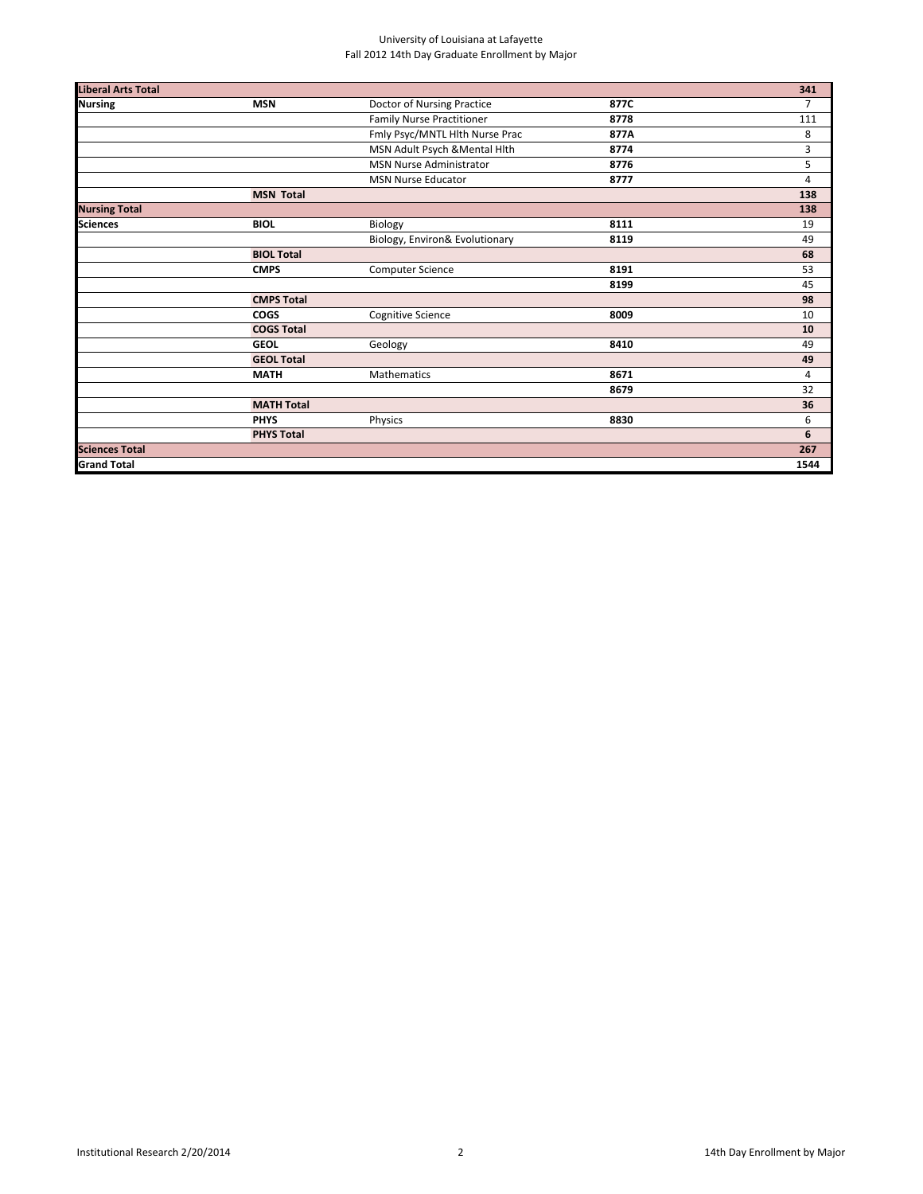University of Louisiana at Lafayette
Fall 2012 14th Day Graduate Enrollment by Major

| | | | | |
|---|---|---|---|---|
| **Liberal Arts Total** | | | | **341** |
| **Nursing** | **MSN** | Doctor of Nursing Practice | **877C** | 7 |
| | | Family Nurse Practitioner | **8778** | 111 |
| | | Fmly Psyc/MNTL Hlth Nurse Prac | **877A** | 8 |
| | | MSN Adult Psych &Mental Hlth | **8774** | 3 |
| | | MSN Nurse Administrator | **8776** | 5 |
| | | MSN Nurse Educator | **8777** | 4 |
| | **MSN Total** | | | **138** |
| **Nursing Total** | | | | **138** |
| **Sciences** | **BIOL** | Biology | **8111** | 19 |
| | | Biology, Environ& Evolutionary | **8119** | 49 |
| | **BIOL Total** | | | **68** |
| | **CMPS** | Computer Science | **8191** | 53 |
| | | | **8199** | 45 |
| | **CMPS Total** | | | **98** |
| | **COGS** | Cognitive Science | **8009** | 10 |
| | **COGS Total** | | | **10** |
| | **GEOL** | Geology | **8410** | 49 |
| | **GEOL Total** | | | **49** |
| | **MATH** | Mathematics | **8671** | 4 |
| | | | **8679** | 32 |
| | **MATH Total** | | | **36** |
| | **PHYS** | Physics | **8830** | 6 |
| | **PHYS Total** | | | **6** |
| **Sciences Total** | | | | **267** |
| **Grand Total** | | | | **1544** |

Institutional Research 2/20/2014 | 14th Day Enrollment by Major